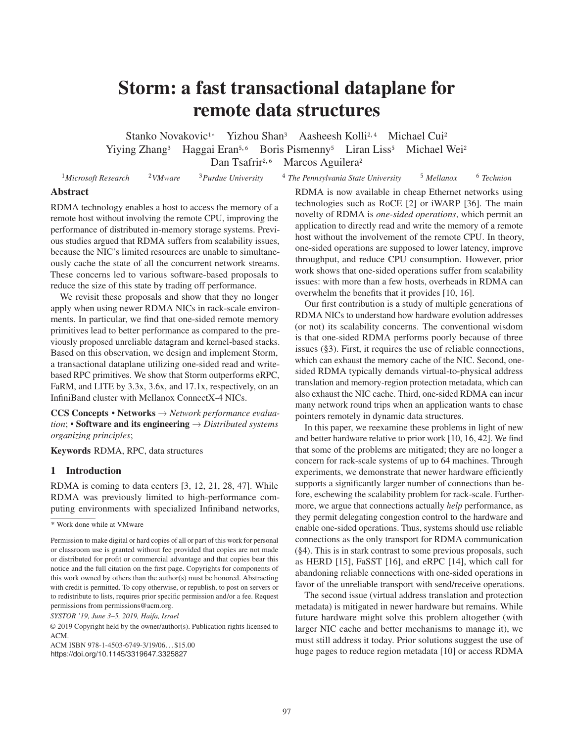# Storm: a fast transactional dataplane for remote data structures

Stanko Novakovic[1*] Yizhou Shan[3] Aasheesh Kolli[2,4] Michael Cui[2] Yiying Zhang[3] Haggai Eran[5,6] Boris Pismenny[5] Liran Liss[5] Michael Wei[2] Dan Tsafrir[2,6] Marcos Aguilera[2]

[1]*Microsoft Research* [2]*VMware* [3]*Purdue University* [4]*The Pennsylvania State University* [5]*Mellanox* [6]*Technion*

## Abstract

RDMA technology enables a host to access the memory of a remote host without involving the remote CPU, improving the performance of distributed in-memory storage systems. Previous studies argued that RDMA suffers from scalability issues, because the NIC's limited resources are unable to simultaneously cache the state of all the concurrent network streams. These concerns led to various software-based proposals to reduce the size of this state by trading off performance.

We revisit these proposals and show that they no longer apply when using newer RDMA NICs in rack-scale environments. In particular, we find that one-sided remote memory primitives lead to better performance as compared to the previously proposed unreliable datagram and kernel-based stacks. Based on this observation, we design and implement Storm, a transactional dataplane utilizing one-sided read and write-based RPC primitives. We show that Storm outperforms eRPC, FaRM, and LITE by 3.3x, 3.6x, and 17.1x, respectively, on an InfiniBand cluster with Mellanox ConnectX-4 NICs.

**CCS Concepts** • **Networks** → *Network performance evaluation*; • **Software and its engineering** → *Distributed systems organizing principles*;

**Keywords** RDMA, RPC, data structures

## 1 Introduction

RDMA is coming to data centers [3, 12, 21, 28, 47]. While RDMA was previously limited to high-performance computing environments with specialized Infiniband networks, RDMA is now available in cheap Ethernet networks using technologies such as RoCE [2] or iWARP [36]. The main novelty of RDMA is *one-sided operations*, which permit an application to directly read and write the memory of a remote host without the involvement of the remote CPU. In theory, one-sided operations are supposed to lower latency, improve throughput, and reduce CPU consumption. However, prior work shows that one-sided operations suffer from scalability issues: with more than a few hosts, overheads in RDMA can overwhelm the benefits that it provides [10, 16].

Our first contribution is a study of multiple generations of RDMA NICs to understand how hardware evolution addresses (or not) its scalability concerns. The conventional wisdom is that one-sided RDMA performs poorly because of three issues (§3). First, it requires the use of reliable connections, which can exhaust the memory cache of the NIC. Second, one-sided RDMA typically demands virtual-to-physical address translation and memory-region protection metadata, which can also exhaust the NIC cache. Third, one-sided RDMA can incur many network round trips when an application wants to chase pointers remotely in dynamic data structures.

In this paper, we reexamine these problems in light of new and better hardware relative to prior work [10, 16, 42]. We find that some of the problems are mitigated; they are no longer a concern for rack-scale systems of up to 64 machines. Through experiments, we demonstrate that newer hardware efficiently supports a significantly larger number of connections than before, eschewing the scalability problem for rack-scale. Furthermore, we argue that connections actually *help* performance, as they permit delegating congestion control to the hardware and enable one-sided operations. Thus, systems should use reliable connections as the only transport for RDMA communication (§4). This is in stark contrast to some previous proposals, such as HERD [15], FaSST [16], and eRPC [14], which call for abandoning reliable connections with one-sided operations in favor of the unreliable transport with send/receive operations.

The second issue (virtual address translation and protection metadata) is mitigated in newer hardware but remains. While future hardware might solve this problem altogether (with larger NIC cache and better mechanisms to manage it), we must still address it today. Prior solutions suggest the use of huge pages to reduce region metadata [10] or access RDMA

* Work done while at VMware

Permission to make digital or hard copies of all or part of this work for personal or classroom use is granted without fee provided that copies are not made or distributed for profit or commercial advantage and that copies bear this notice and the full citation on the first page. Copyrights for components of this work owned by others than the author(s) must be honored. Abstracting with credit is permitted. To copy otherwise, or republish, to post on servers or to redistribute to lists, requires prior specific permission and/or a fee. Request permissions from permissions@acm.org.

*SYSTOR '19, June 3–5, 2019, Haifa, Israel*

© 2019 Copyright held by the owner/author(s). Publication rights licensed to ACM.

ACM ISBN 978-1-4503-6749-3/19/06...$15.00

https://doi.org/10.1145/3319647.3325827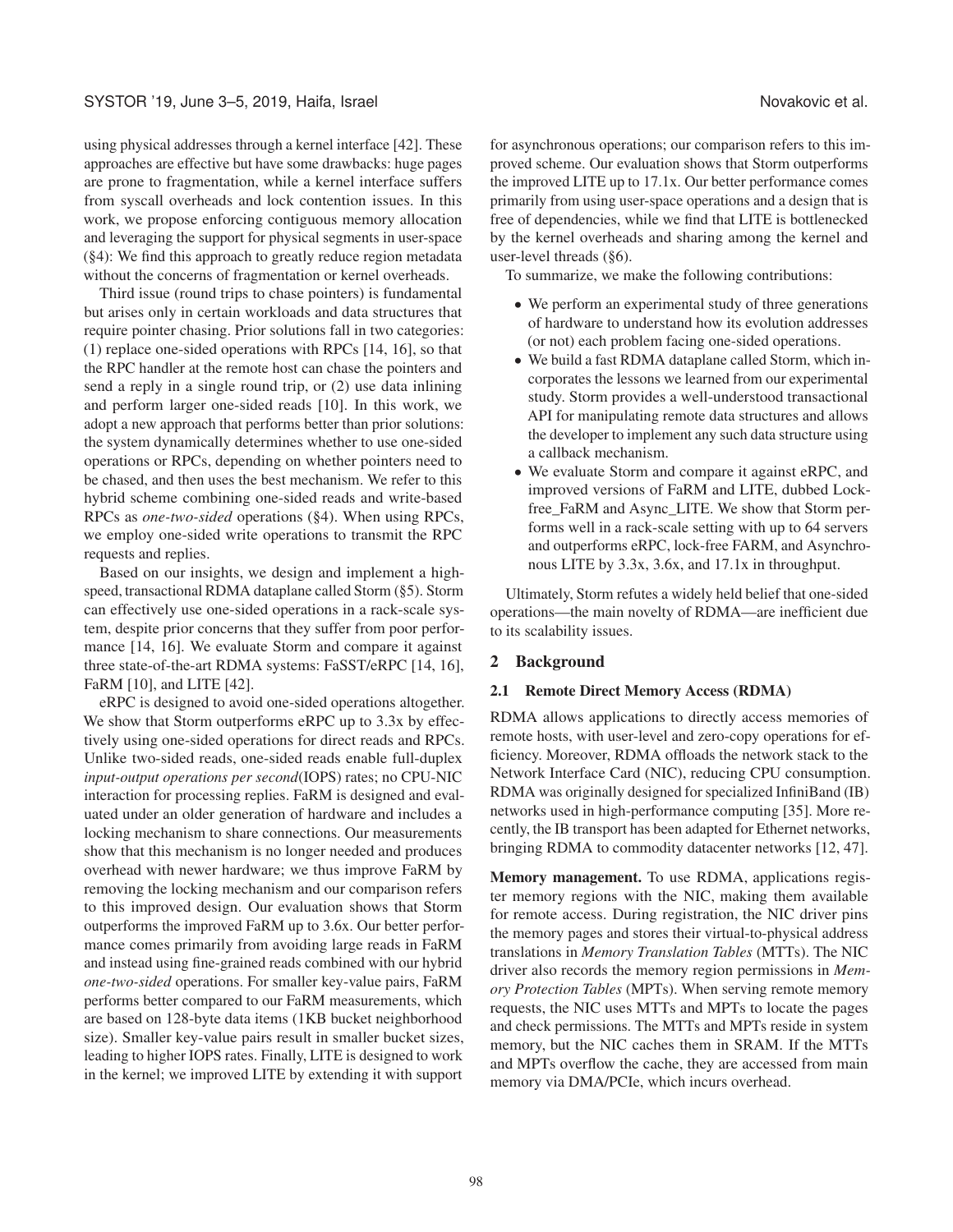using physical addresses through a kernel interface [42]. These approaches are effective but have some drawbacks: huge pages are prone to fragmentation, while a kernel interface suffers from syscall overheads and lock contention issues. In this work, we propose enforcing contiguous memory allocation and leveraging the support for physical segments in user-space (§4): We find this approach to greatly reduce region metadata without the concerns of fragmentation or kernel overheads.

Third issue (round trips to chase pointers) is fundamental but arises only in certain workloads and data structures that require pointer chasing. Prior solutions fall in two categories: (1) replace one-sided operations with RPCs [14, 16], so that the RPC handler at the remote host can chase the pointers and send a reply in a single round trip, or (2) use data inlining and perform larger one-sided reads [10]. In this work, we adopt a new approach that performs better than prior solutions: the system dynamically determines whether to use one-sided operations or RPCs, depending on whether pointers need to be chased, and then uses the best mechanism. We refer to this hybrid scheme combining one-sided reads and write-based RPCs as *one-two-sided* operations (§4). When using RPCs, we employ one-sided write operations to transmit the RPC requests and replies.

Based on our insights, we design and implement a high-speed, transactional RDMA dataplane called Storm (§5). Storm can effectively use one-sided operations in a rack-scale system, despite prior concerns that they suffer from poor performance [14, 16]. We evaluate Storm and compare it against three state-of-the-art RDMA systems: FaSST/eRPC [14, 16], FaRM [10], and LITE [42].

eRPC is designed to avoid one-sided operations altogether. We show that Storm outperforms eRPC up to 3.3x by effectively using one-sided operations for direct reads and RPCs. Unlike two-sided reads, one-sided reads enable full-duplex *input-output operations per second*(IOPS) rates; no CPU-NIC interaction for processing replies. FaRM is designed and evaluated under an older generation of hardware and includes a locking mechanism to share connections. Our measurements show that this mechanism is no longer needed and produces overhead with newer hardware; we thus improve FaRM by removing the locking mechanism and our comparison refers to this improved design. Our evaluation shows that Storm outperforms the improved FaRM up to 3.6x. Our better performance comes primarily from avoiding large reads in FaRM and instead using fine-grained reads combined with our hybrid *one-two-sided* operations. For smaller key-value pairs, FaRM performs better compared to our FaRM measurements, which are based on 128-byte data items (1KB bucket neighborhood size). Smaller key-value pairs result in smaller bucket sizes, leading to higher IOPS rates. Finally, LITE is designed to work in the kernel; we improved LITE by extending it with support for asynchronous operations; our comparison refers to this improved scheme. Our evaluation shows that Storm outperforms the improved LITE up to 17.1x. Our better performance comes primarily from using user-space operations and a design that is free of dependencies, while we find that LITE is bottlenecked by the kernel overheads and sharing among the kernel and user-level threads (§6).

To summarize, we make the following contributions:

- We perform an experimental study of three generations of hardware to understand how its evolution addresses (or not) each problem facing one-sided operations.
- We build a fast RDMA dataplane called Storm, which incorporates the lessons we learned from our experimental study. Storm provides a well-understood transactional API for manipulating remote data structures and allows the developer to implement any such data structure using a callback mechanism.
- We evaluate Storm and compare it against eRPC, and improved versions of FaRM and LITE, dubbed Lock-free_FaRM and Async_LITE. We show that Storm performs well in a rack-scale setting with up to 64 servers and outperforms eRPC, lock-free FARM, and Asynchronous LITE by 3.3x, 3.6x, and 17.1x in throughput.

Ultimately, Storm refutes a widely held belief that one-sided operations—the main novelty of RDMA—are inefficient due to its scalability issues.

## 2 Background

### 2.1 Remote Direct Memory Access (RDMA)

RDMA allows applications to directly access memories of remote hosts, with user-level and zero-copy operations for efficiency. Moreover, RDMA offloads the network stack to the Network Interface Card (NIC), reducing CPU consumption. RDMA was originally designed for specialized InfiniBand (IB) networks used in high-performance computing [35]. More recently, the IB transport has been adapted for Ethernet networks, bringing RDMA to commodity datacenter networks [12, 47].

**Memory management.** To use RDMA, applications register memory regions with the NIC, making them available for remote access. During registration, the NIC driver pins the memory pages and stores their virtual-to-physical address translations in *Memory Translation Tables* (MTTs). The NIC driver also records the memory region permissions in *Memory Protection Tables* (MPTs). When serving remote memory requests, the NIC uses MTTs and MPTs to locate the pages and check permissions. The MTTs and MPTs reside in system memory, but the NIC caches them in SRAM. If the MTTs and MPTs overflow the cache, they are accessed from main memory via DMA/PCIe, which incurs overhead.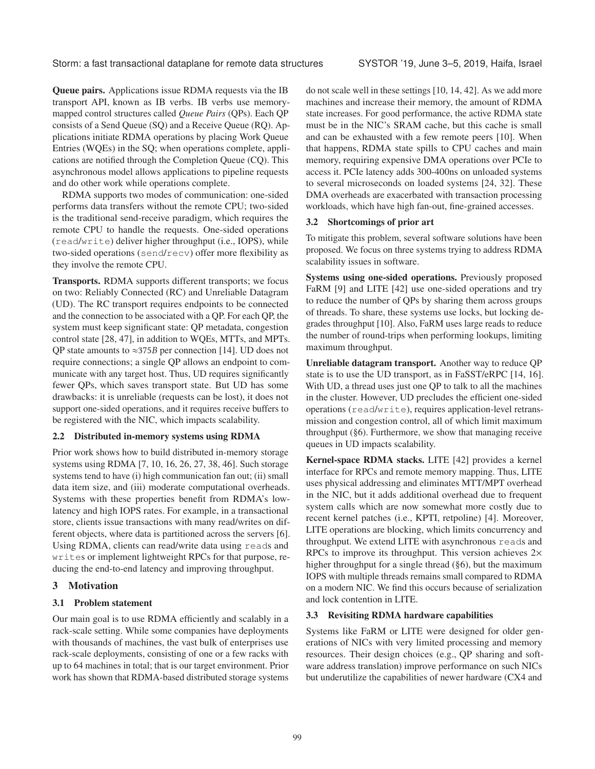**Queue pairs.** Applications issue RDMA requests via the IB transport API, known as IB verbs. IB verbs use memory-mapped control structures called *Queue Pairs* (QPs). Each QP consists of a Send Queue (SQ) and a Receive Queue (RQ). Applications initiate RDMA operations by placing Work Queue Entries (WQEs) in the SQ; when operations complete, applications are notified through the Completion Queue (CQ). This asynchronous model allows applications to pipeline requests and do other work while operations complete.

RDMA supports two modes of communication: one-sided performs data transfers without the remote CPU; two-sided is the traditional send-receive paradigm, which requires the remote CPU to handle the requests. One-sided operations (`read`/`write`) deliver higher throughput (i.e., IOPS), while two-sided operations (`send`/`recv`) offer more flexibility as they involve the remote CPU.

**Transports.** RDMA supports different transports; we focus on two: Reliably Connected (RC) and Unreliable Datagram (UD). The RC transport requires endpoints to be connected and the connection to be associated with a QP. For each QP, the system must keep significant state: QP metadata, congestion control state [28, 47], in addition to WQEs, MTTs, and MPTs. QP state amounts to $\approx 375B$ per connection [14]. UD does not require connections; a single QP allows an endpoint to communicate with any target host. Thus, UD requires significantly fewer QPs, which saves transport state. But UD has some drawbacks: it is unreliable (requests can be lost), it does not support one-sided operations, and it requires receive buffers to be registered with the NIC, which impacts scalability.

### 2.2 Distributed in-memory systems using RDMA

Prior work shows how to build distributed in-memory storage systems using RDMA [7, 10, 16, 26, 27, 38, 46]. Such storage systems tend to have (i) high communication fan out; (ii) small data item size, and (iii) moderate computational overheads. Systems with these properties benefit from RDMA's low-latency and high IOPS rates. For example, in a transactional store, clients issue transactions with many read/writes on different objects, where data is partitioned across the servers [6]. Using RDMA, clients can read/write data using `read`s and `write`s or implement lightweight RPCs for that purpose, reducing the end-to-end latency and improving throughput.

## 3 Motivation

### 3.1 Problem statement

Our main goal is to use RDMA efficiently and scalably in a rack-scale setting. While some companies have deployments with thousands of machines, the vast bulk of enterprises use rack-scale deployments, consisting of one or a few racks with up to 64 machines in total; that is our target environment. Prior work has shown that RDMA-based distributed storage systems do not scale well in these settings [10, 14, 42]. As we add more machines and increase their memory, the amount of RDMA state increases. For good performance, the active RDMA state must be in the NIC's SRAM cache, but this cache is small and can be exhausted with a few remote peers [10]. When that happens, RDMA state spills to CPU caches and main memory, requiring expensive DMA operations over PCIe to access it. PCIe latency adds 300-400ns on unloaded systems to several microseconds on loaded systems [24, 32]. These DMA overheads are exacerbated with transaction processing workloads, which have high fan-out, fine-grained accesses.

### 3.2 Shortcomings of prior art

To mitigate this problem, several software solutions have been proposed. We focus on three systems trying to address RDMA scalability issues in software.

**Systems using one-sided operations.** Previously proposed FaRM [9] and LITE [42] use one-sided operations and try to reduce the number of QPs by sharing them across groups of threads. To share, these systems use locks, but locking degrades throughput [10]. Also, FaRM uses large reads to reduce the number of round-trips when performing lookups, limiting maximum throughput.

**Unreliable datagram transport.** Another way to reduce QP state is to use the UD transport, as in FaSST/eRPC [14, 16]. With UD, a thread uses just one QP to talk to all the machines in the cluster. However, UD precludes the efficient one-sided operations (`read`/`write`), requires application-level retransmission and congestion control, all of which limit maximum throughput (§6). Furthermore, we show that managing receive queues in UD impacts scalability.

**Kernel-space RDMA stacks.** LITE [42] provides a kernel interface for RPCs and remote memory mapping. Thus, LITE uses physical addressing and eliminates MTT/MPT overhead in the NIC, but it adds additional overhead due to frequent system calls which are now somewhat more costly due to recent kernel patches (i.e., KPTI, retpoline) [4]. Moreover, LITE operations are blocking, which limits concurrency and throughput. We extend LITE with asynchronous `read`s and RPCs to improve its throughput. This version achieves $2\times$ higher throughput for a single thread (§6), but the maximum IOPS with multiple threads remains small compared to RDMA on a modern NIC. We find this occurs because of serialization and lock contention in LITE.

### 3.3 Revisiting RDMA hardware capabilities

Systems like FaRM or LITE were designed for older generations of NICs with very limited processing and memory resources. Their design choices (e.g., QP sharing and software address translation) improve performance on such NICs but underutilize the capabilities of newer hardware (CX4 and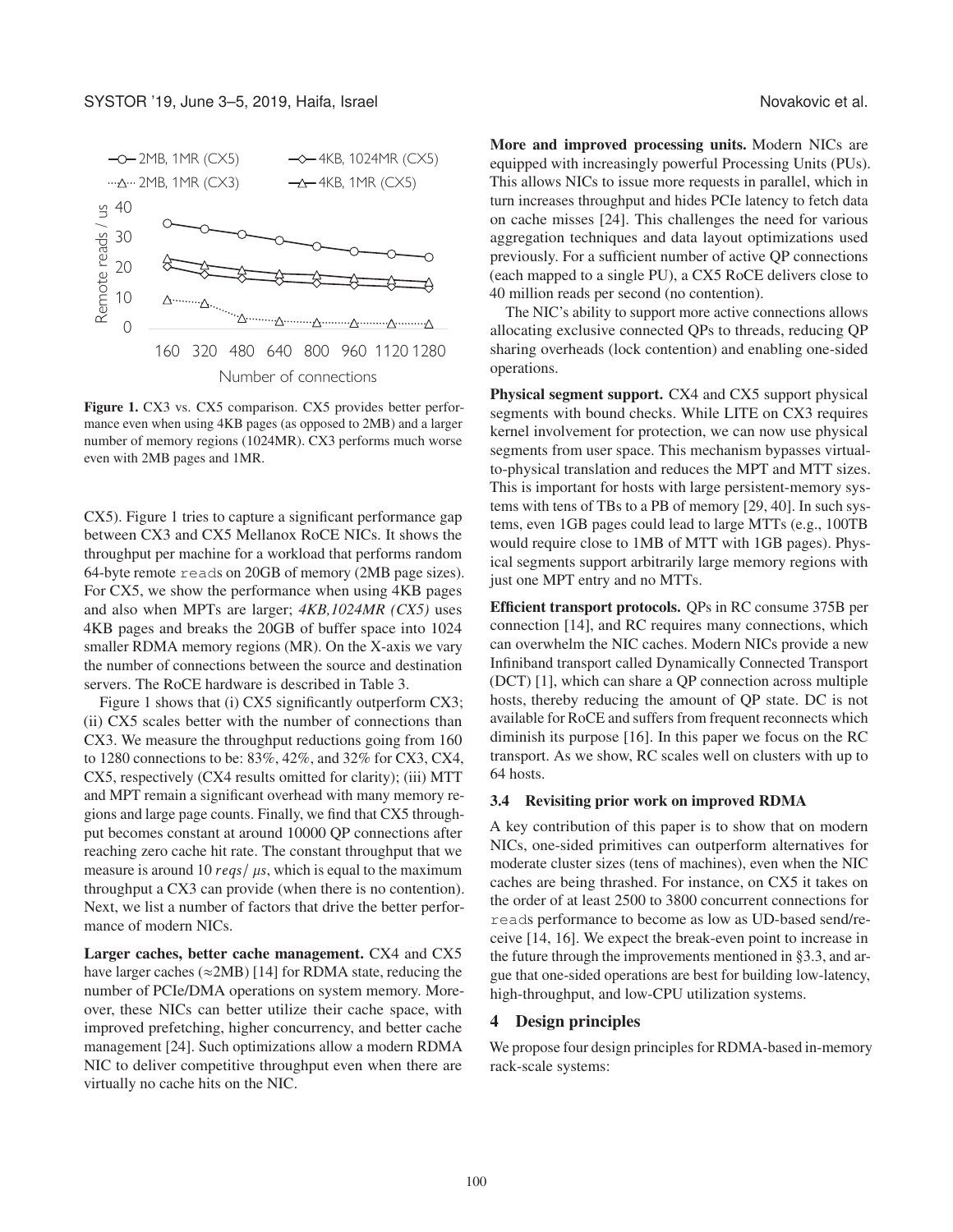Figure 1. CX3 vs. CX5 comparison. CX5 provides better performance even when using 4KB pages (as opposed to 2MB) and a larger number of memory regions (1024MR). CX3 performs much worse even with 2MB pages and 1MR.

CX5). Figure 1 tries to capture a significant performance gap between CX3 and CX5 Mellanox RoCE NICs. It shows the throughput per machine for a workload that performs random 64-byte remote `read`s on 20GB of memory (2MB page sizes). For CX5, we show the performance when using 4KB pages and also when MPTs are larger; *4KB,1024MR (CX5)* uses 4KB pages and breaks the 20GB of buffer space into 1024 smaller RDMA memory regions (MR). On the X-axis we vary the number of connections between the source and destination servers. The RoCE hardware is described in Table 3.

Figure 1 shows that (i) CX5 significantly outperform CX3; (ii) CX5 scales better with the number of connections than CX3. We measure the throughput reductions going from 160 to 1280 connections to be: 83%, 42%, and 32% for CX3, CX4, CX5, respectively (CX4 results omitted for clarity); (iii) MTT and MPT remain a significant overhead with many memory regions and large page counts. Finally, we find that CX5 throughput becomes constant at around 10000 QP connections after reaching zero cache hit rate. The constant throughput that we measure is around 10 $reqs/\mu s$, which is equal to the maximum throughput a CX3 can provide (when there is no contention). Next, we list a number of factors that drive the better performance of modern NICs.

**Larger caches, better cache management.** CX4 and CX5 have larger caches (≈2MB) [14] for RDMA state, reducing the number of PCIe/DMA operations on system memory. Moreover, these NICs can better utilize their cache space, with improved prefetching, higher concurrency, and better cache management [24]. Such optimizations allow a modern RDMA NIC to deliver competitive throughput even when there are virtually no cache hits on the NIC.

**More and improved processing units.** Modern NICs are equipped with increasingly powerful Processing Units (PUs). This allows NICs to issue more requests in parallel, which in turn increases throughput and hides PCIe latency to fetch data on cache misses [24]. This challenges the need for various aggregation techniques and data layout optimizations used previously. For a sufficient number of active QP connections (each mapped to a single PU), a CX5 RoCE delivers close to 40 million reads per second (no contention).

The NIC's ability to support more active connections allows allocating exclusive connected QPs to threads, reducing QP sharing overheads (lock contention) and enabling one-sided operations.

**Physical segment support.** CX4 and CX5 support physical segments with bound checks. While LITE on CX3 requires kernel involvement for protection, we can now use physical segments from user space. This mechanism bypasses virtual-to-physical translation and reduces the MPT and MTT sizes. This is important for hosts with large persistent-memory systems with tens of TBs to a PB of memory [29, 40]. In such systems, even 1GB pages could lead to large MTTs (e.g., 100TB would require close to 1MB of MTT with 1GB pages). Physical segments support arbitrarily large memory regions with just one MPT entry and no MTTs.

**Efficient transport protocols.** QPs in RC consume 375B per connection [14], and RC requires many connections, which can overwhelm the NIC caches. Modern NICs provide a new Infiniband transport called Dynamically Connected Transport (DCT) [1], which can share a QP connection across multiple hosts, thereby reducing the amount of QP state. DC is not available for RoCE and suffers from frequent reconnects which diminish its purpose [16]. In this paper we focus on the RC transport. As we show, RC scales well on clusters with up to 64 hosts.

### 3.4 Revisiting prior work on improved RDMA

A key contribution of this paper is to show that on modern NICs, one-sided primitives can outperform alternatives for moderate cluster sizes (tens of machines), even when the NIC caches are being thrashed. For instance, on CX5 it takes on the order of at least 2500 to 3800 concurrent connections for `read`s performance to become as low as UD-based send/receive [14, 16]. We expect the break-even point to increase in the future through the improvements mentioned in §3.3, and argue that one-sided operations are best for building low-latency, high-throughput, and low-CPU utilization systems.

## 4 Design principles

We propose four design principles for RDMA-based in-memory rack-scale systems: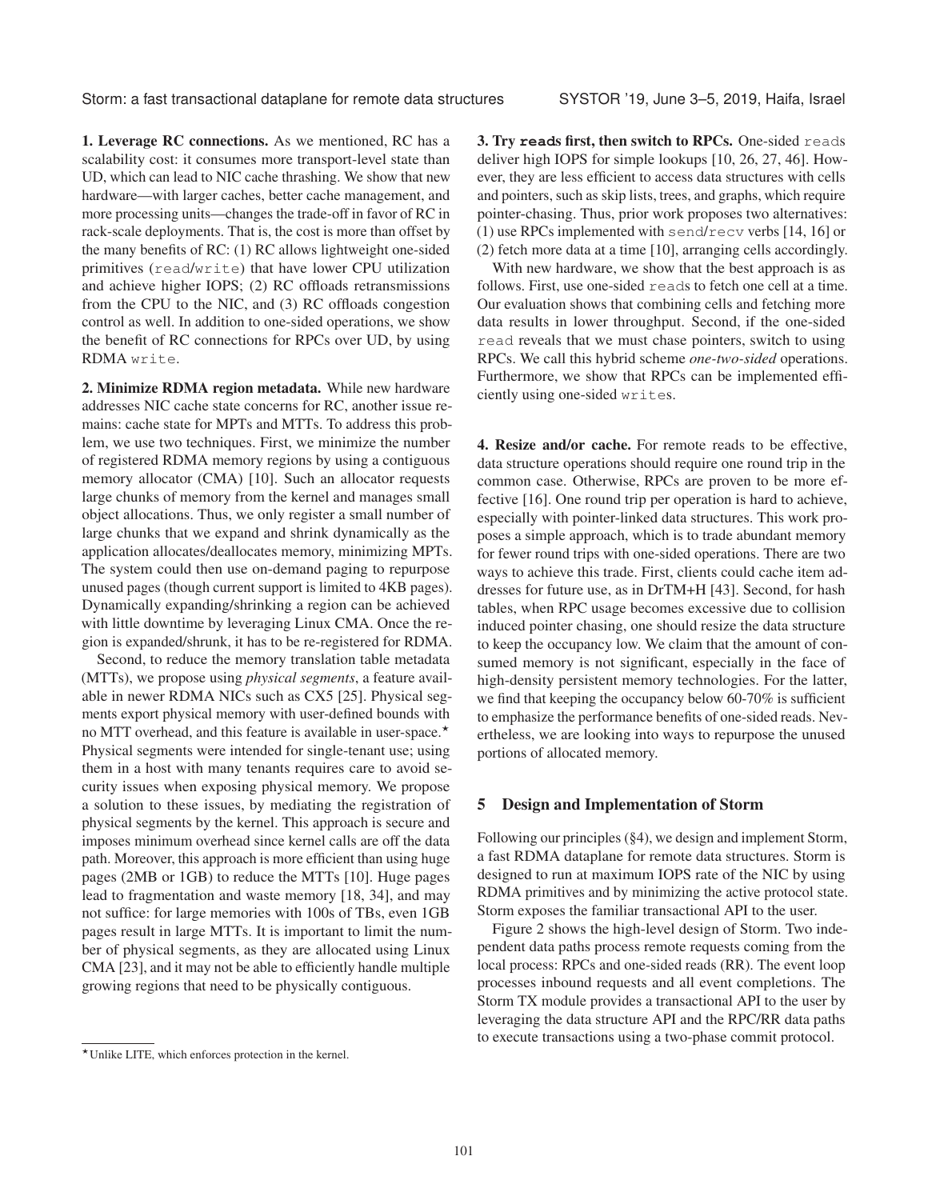**1. Leverage RC connections.** As we mentioned, RC has a scalability cost: it consumes more transport-level state than UD, which can lead to NIC cache thrashing. We show that new hardware—with larger caches, better cache management, and more processing units—changes the trade-off in favor of RC in rack-scale deployments. That is, the cost is more than offset by the many benefits of RC: (1) RC allows lightweight one-sided primitives (`read`/`write`) that have lower CPU utilization and achieve higher IOPS; (2) RC offloads retransmissions from the CPU to the NIC, and (3) RC offloads congestion control as well. In addition to one-sided operations, we show the benefit of RC connections for RPCs over UD, by using RDMA `write`.

**2. Minimize RDMA region metadata.** While new hardware addresses NIC cache state concerns for RC, another issue remains: cache state for MPTs and MTTs. To address this problem, we use two techniques. First, we minimize the number of registered RDMA memory regions by using a contiguous memory allocator (CMA) [10]. Such an allocator requests large chunks of memory from the kernel and manages small object allocations. Thus, we only register a small number of large chunks that we expand and shrink dynamically as the application allocates/deallocates memory, minimizing MPTs. The system could then use on-demand paging to repurpose unused pages (though current support is limited to 4KB pages). Dynamically expanding/shrinking a region can be achieved with little downtime by leveraging Linux CMA. Once the region is expanded/shrunk, it has to be re-registered for RDMA.

Second, to reduce the memory translation table metadata (MTTs), we propose using *physical segments*, a feature available in newer RDMA NICs such as CX5 [25]. Physical segments export physical memory with user-defined bounds with no MTT overhead, and this feature is available in user-space.⋆ Physical segments were intended for single-tenant use; using them in a host with many tenants requires care to avoid security issues when exposing physical memory. We propose a solution to these issues, by mediating the registration of physical segments by the kernel. This approach is secure and imposes minimum overhead since kernel calls are off the data path. Moreover, this approach is more efficient than using huge pages (2MB or 1GB) to reduce the MTTs [10]. Huge pages lead to fragmentation and waste memory [18, 34], and may not suffice: for large memories with 100s of TBs, even 1GB pages result in large MTTs. It is important to limit the number of physical segments, as they are allocated using Linux CMA [23], and it may not be able to efficiently handle multiple growing regions that need to be physically contiguous.

**3. Try `read`s first, then switch to RPCs.** One-sided `read`s deliver high IOPS for simple lookups [10, 26, 27, 46]. However, they are less efficient to access data structures with cells and pointers, such as skip lists, trees, and graphs, which require pointer-chasing. Thus, prior work proposes two alternatives: (1) use RPCs implemented with `send`/`recv` verbs [14, 16] or (2) fetch more data at a time [10], arranging cells accordingly.

With new hardware, we show that the best approach is as follows. First, use one-sided `read`s to fetch one cell at a time. Our evaluation shows that combining cells and fetching more data results in lower throughput. Second, if the one-sided `read` reveals that we must chase pointers, switch to using RPCs. We call this hybrid scheme *one-two-sided* operations. Furthermore, we show that RPCs can be implemented efficiently using one-sided `write`s.

**4. Resize and/or cache.** For remote reads to be effective, data structure operations should require one round trip in the common case. Otherwise, RPCs are proven to be more effective [16]. One round trip per operation is hard to achieve, especially with pointer-linked data structures. This work proposes a simple approach, which is to trade abundant memory for fewer round trips with one-sided operations. There are two ways to achieve this trade. First, clients could cache item addresses for future use, as in DrTM+H [43]. Second, for hash tables, when RPC usage becomes excessive due to collision induced pointer chasing, one should resize the data structure to keep the occupancy low. We claim that the amount of consumed memory is not significant, especially in the face of high-density persistent memory technologies. For the latter, we find that keeping the occupancy below 60-70% is sufficient to emphasize the performance benefits of one-sided reads. Nevertheless, we are looking into ways to repurpose the unused portions of allocated memory.

## 5 Design and Implementation of Storm

Following our principles (§4), we design and implement Storm, a fast RDMA dataplane for remote data structures. Storm is designed to run at maximum IOPS rate of the NIC by using RDMA primitives and by minimizing the active protocol state. Storm exposes the familiar transactional API to the user.

Figure 2 shows the high-level design of Storm. Two independent data paths process remote requests coming from the local process: RPCs and one-sided reads (RR). The event loop processes inbound requests and all event completions. The Storm TX module provides a transactional API to the user by leveraging the data structure API and the RPC/RR data paths to execute transactions using a two-phase commit protocol.

⋆Unlike LITE, which enforces protection in the kernel.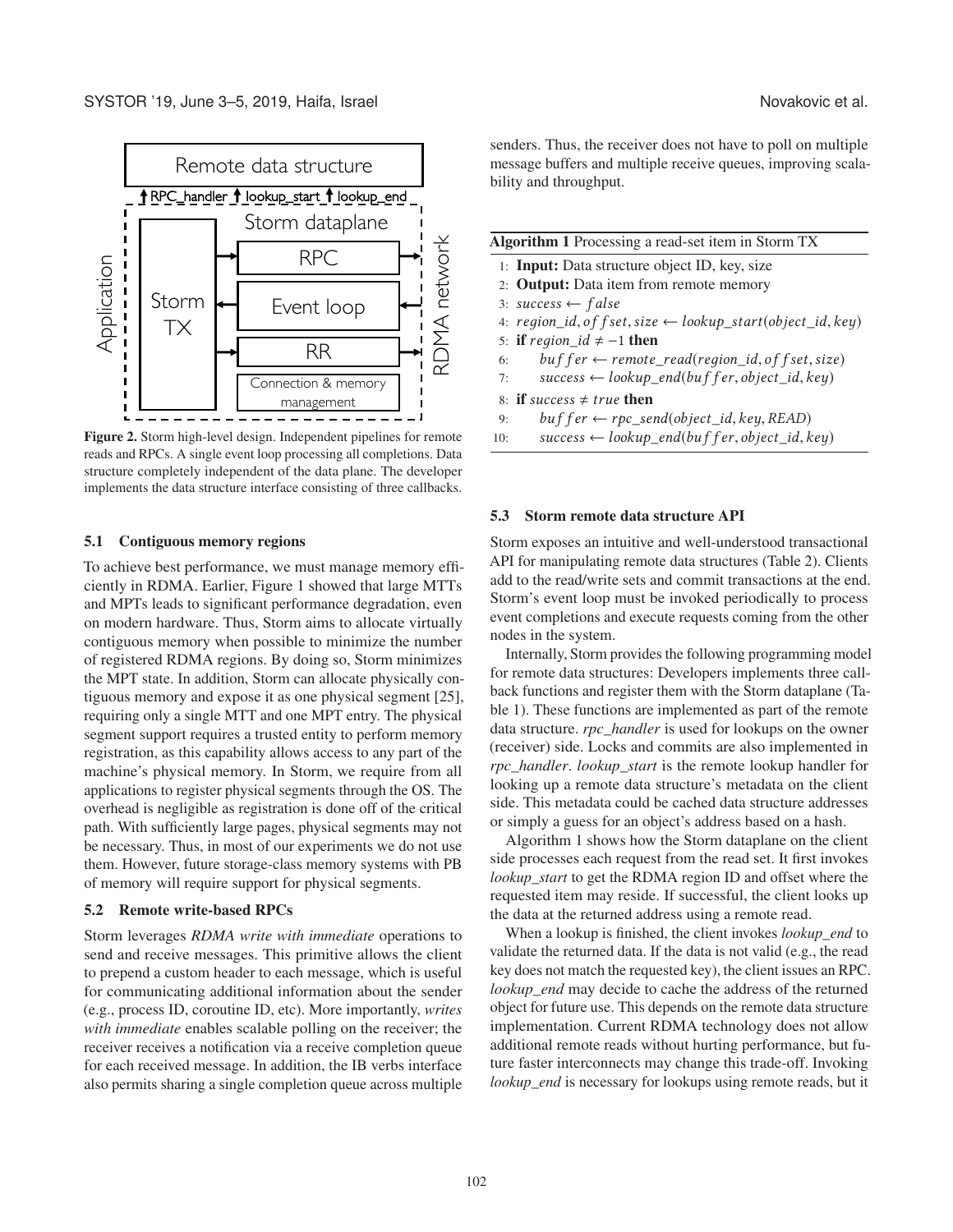**Figure 2.** Storm high-level design. Independent pipelines for remote reads and RPCs. A single event loop processing all completions. Data structure completely independent of the data plane. The developer implements the data structure interface consisting of three callbacks.

### 5.1 Contiguous memory regions

To achieve best performance, we must manage memory efficiently in RDMA. Earlier, Figure 1 showed that large MTTs and MPTs leads to significant performance degradation, even on modern hardware. Thus, Storm aims to allocate virtually contiguous memory when possible to minimize the number of registered RDMA regions. By doing so, Storm minimizes the MPT state. In addition, Storm can allocate physically contiguous memory and expose it as one physical segment [25], requiring only a single MTT and one MPT entry. The physical segment support requires a trusted entity to perform memory registration, as this capability allows access to any part of the machine's physical memory. In Storm, we require from all applications to register physical segments through the OS. The overhead is negligible as registration is done off of the critical path. With sufficiently large pages, physical segments may not be necessary. Thus, in most of our experiments we do not use them. However, future storage-class memory systems with PB of memory will require support for physical segments.

### 5.2 Remote write-based RPCs

Storm leverages *RDMA write with immediate* operations to send and receive messages. This primitive allows the client to prepend a custom header to each message, which is useful for communicating additional information about the sender (e.g., process ID, coroutine ID, etc). More importantly, *writes with immediate* enables scalable polling on the receiver; the receiver receives a notification via a receive completion queue for each received message. In addition, the IB verbs interface also permits sharing a single completion queue across multiple senders. Thus, the receiver does not have to poll on multiple message buffers and multiple receive queues, improving scalability and throughput.

**Algorithm 1** Processing a read-set item in Storm TX

```
1:  Input: Data structure object ID, key, size
2:  Output: Data item from remote memory
3:  success ← false
4:  region_id, offset, size ← lookup_start(object_id, key)
5:  if region_id ≠ −1 then
6:      buffer ← remote_read(region_id, offset, size)
7:      success ← lookup_end(buffer, object_id, key)
8:  if success ≠ true then
9:      buffer ← rpc_send(object_id, key, READ)
10:     success ← lookup_end(buffer, object_id, key)
```

### 5.3 Storm remote data structure API

Storm exposes an intuitive and well-understood transactional API for manipulating remote data structures (Table 2). Clients add to the read/write sets and commit transactions at the end. Storm's event loop must be invoked periodically to process event completions and execute requests coming from the other nodes in the system.

Internally, Storm provides the following programming model for remote data structures: Developers implements three callback functions and register them with the Storm dataplane (Table 1). These functions are implemented as part of the remote data structure. *rpc_handler* is used for lookups on the owner (receiver) side. Locks and commits are also implemented in *rpc_handler*. *lookup_start* is the remote lookup handler for looking up a remote data structure's metadata on the client side. This metadata could be cached data structure addresses or simply a guess for an object's address based on a hash.

Algorithm 1 shows how the Storm dataplane on the client side processes each request from the read set. It first invokes *lookup_start* to get the RDMA region ID and offset where the requested item may reside. If successful, the client looks up the data at the returned address using a remote read.

When a lookup is finished, the client invokes *lookup_end* to validate the returned data. If the data is not valid (e.g., the read key does not match the requested key), the client issues an RPC. *lookup_end* may decide to cache the address of the returned object for future use. This depends on the remote data structure implementation. Current RDMA technology does not allow additional remote reads without hurting performance, but future faster interconnects may change this trade-off. Invoking *lookup_end* is necessary for lookups using remote reads, but it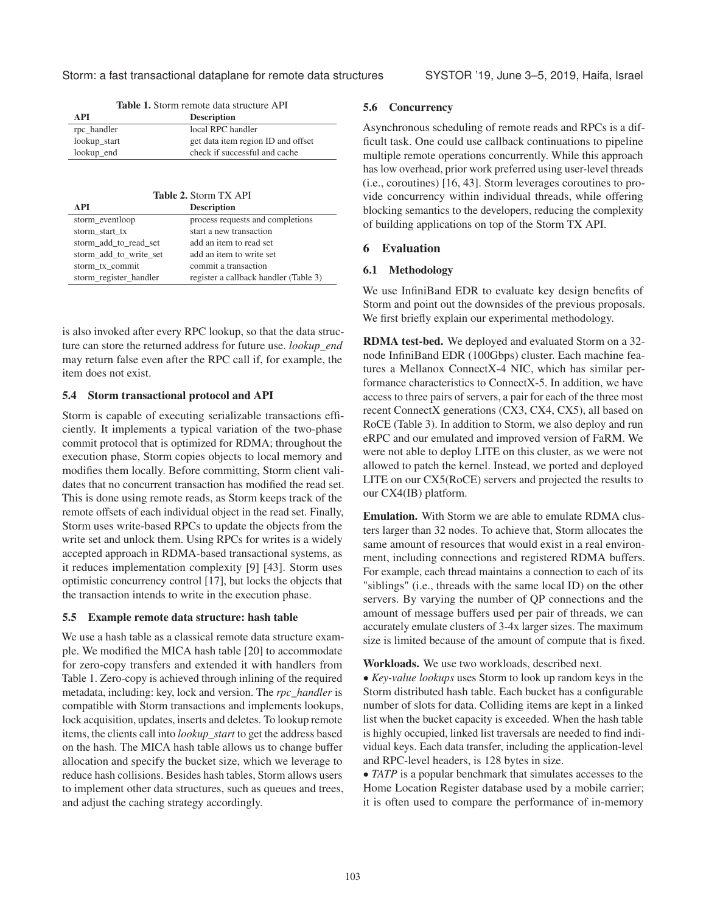**Table 1.** Storm remote data structure API

| API | Description |
| --- | --- |
| rpc_handler | local RPC handler |
| lookup_start | get data item region ID and offset |
| lookup_end | check if successful and cache |

**Table 2.** Storm TX API

| API | Description |
| --- | --- |
| storm_eventloop | process requests and completions |
| storm_start_tx | start a new transaction |
| storm_add_to_read_set | add an item to read set |
| storm_add_to_write_set | add an item to write set |
| storm_tx_commit | commit a transaction |
| storm_register_handler | register a callback handler (Table 3) |

is also invoked after every RPC lookup, so that the data structure can store the returned address for future use. *lookup_end* may return false even after the RPC call if, for example, the item does not exist.

### 5.4 Storm transactional protocol and API

Storm is capable of executing serializable transactions efficiently. It implements a typical variation of the two-phase commit protocol that is optimized for RDMA; throughout the execution phase, Storm copies objects to local memory and modifies them locally. Before committing, Storm client validates that no concurrent transaction has modified the read set. This is done using remote reads, as Storm keeps track of the remote offsets of each individual object in the read set. Finally, Storm uses write-based RPCs to update the objects from the write set and unlock them. Using RPCs for writes is a widely accepted approach in RDMA-based transactional systems, as it reduces implementation complexity [9] [43]. Storm uses optimistic concurrency control [17], but locks the objects that the transaction intends to write in the execution phase.

### 5.5 Example remote data structure: hash table

We use a hash table as a classical remote data structure example. We modified the MICA hash table [20] to accommodate for zero-copy transfers and extended it with handlers from Table 1. Zero-copy is achieved through inlining of the required metadata, including: key, lock and version. The *rpc_handler* is compatible with Storm transactions and implements lookups, lock acquisition, updates, inserts and deletes. To lookup remote items, the clients call into *lookup_start* to get the address based on the hash. The MICA hash table allows us to change buffer allocation and specify the bucket size, which we leverage to reduce hash collisions. Besides hash tables, Storm allows users to implement other data structures, such as queues and trees, and adjust the caching strategy accordingly.

### 5.6 Concurrency

Asynchronous scheduling of remote reads and RPCs is a difficult task. One could use callback continuations to pipeline multiple remote operations concurrently. While this approach has low overhead, prior work preferred using user-level threads (i.e., coroutines) [16, 43]. Storm leverages coroutines to provide concurrency within individual threads, while offering blocking semantics to the developers, reducing the complexity of building applications on top of the Storm TX API.

## 6 Evaluation

### 6.1 Methodology

We use InfiniBand EDR to evaluate key design benefits of Storm and point out the downsides of the previous proposals. We first briefly explain our experimental methodology.

**RDMA test-bed.** We deployed and evaluated Storm on a 32-node InfiniBand EDR (100Gbps) cluster. Each machine features a Mellanox ConnectX-4 NIC, which has similar performance characteristics to ConnectX-5. In addition, we have access to three pairs of servers, a pair for each of the three most recent ConnectX generations (CX3, CX4, CX5), all based on RoCE (Table 3). In addition to Storm, we also deploy and run eRPC and our emulated and improved version of FaRM. We were not able to deploy LITE on this cluster, as we were not allowed to patch the kernel. Instead, we ported and deployed LITE on our CX5(RoCE) servers and projected the results to our CX4(IB) platform.

**Emulation.** With Storm we are able to emulate RDMA clusters larger than 32 nodes. To achieve that, Storm allocates the same amount of resources that would exist in a real environment, including connections and registered RDMA buffers. For example, each thread maintains a connection to each of its "siblings" (i.e., threads with the same local ID) on the other servers. By varying the number of QP connections and the amount of message buffers used per pair of threads, we can accurately emulate clusters of 3-4x larger sizes. The maximum size is limited because of the amount of compute that is fixed.

**Workloads.** We use two workloads, described next.

- *Key-value lookups* uses Storm to look up random keys in the Storm distributed hash table. Each bucket has a configurable number of slots for data. Colliding items are kept in a linked list when the bucket capacity is exceeded. When the hash table is highly occupied, linked list traversals are needed to find individual keys. Each data transfer, including the application-level and RPC-level headers, is 128 bytes in size.
- *TATP* is a popular benchmark that simulates accesses to the Home Location Register database used by a mobile carrier; it is often used to compare the performance of in-memory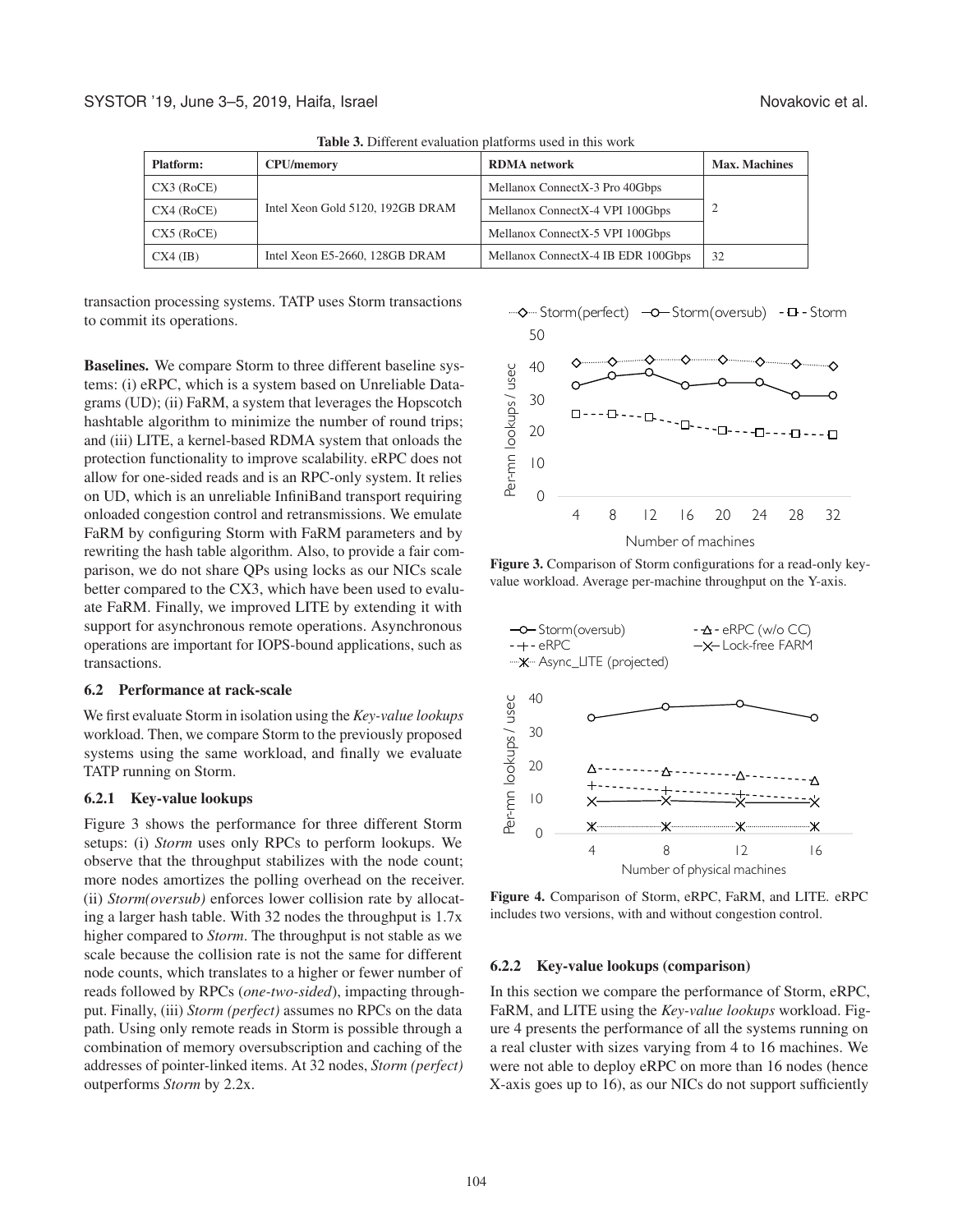**Table 3.** Different evaluation platforms used in this work

| Platform: | CPU/memory | RDMA network | Max. Machines |
|---|---|---|---|
| CX3 (RoCE) | Intel Xeon Gold 5120, 192GB DRAM | Mellanox ConnectX-3 Pro 40Gbps | 2 |
| CX4 (RoCE) | | Mellanox ConnectX-4 VPI 100Gbps | |
| CX5 (RoCE) | | Mellanox ConnectX-5 VPI 100Gbps | |
| CX4 (IB) | Intel Xeon E5-2660, 128GB DRAM | Mellanox ConnectX-4 IB EDR 100Gbps | 32 |

transaction processing systems. TATP uses Storm transactions to commit its operations.

**Baselines.** We compare Storm to three different baseline systems: (i) eRPC, which is a system based on Unreliable Datagrams (UD); (ii) FaRM, a system that leverages the Hopscotch hashtable algorithm to minimize the number of round trips; and (iii) LITE, a kernel-based RDMA system that onloads the protection functionality to improve scalability. eRPC does not allow for one-sided reads and is an RPC-only system. It relies on UD, which is an unreliable InfiniBand transport requiring onloaded congestion control and retransmissions. We emulate FaRM by configuring Storm with FaRM parameters and by rewriting the hash table algorithm. Also, to provide a fair comparison, we do not share QPs using locks as our NICs scale better compared to the CX3, which have been used to evaluate FaRM. Finally, we improved LITE by extending it with support for asynchronous remote operations. Asynchronous operations are important for IOPS-bound applications, such as transactions.

### 6.2 Performance at rack-scale

We first evaluate Storm in isolation using the *Key-value lookups* workload. Then, we compare Storm to the previously proposed systems using the same workload, and finally we evaluate TATP running on Storm.

#### 6.2.1 Key-value lookups

Figure 3 shows the performance for three different Storm setups: (i) *Storm* uses only RPCs to perform lookups. We observe that the throughput stabilizes with the node count; more nodes amortizes the polling overhead on the receiver. (ii) *Storm(oversub)* enforces lower collision rate by allocating a larger hash table. With 32 nodes the throughput is 1.7x higher compared to *Storm*. The throughput is not stable as we scale because the collision rate is not the same for different node counts, which translates to a higher or fewer number of reads followed by RPCs (*one-two-sided*), impacting throughput. Finally, (iii) *Storm (perfect)* assumes no RPCs on the data path. Using only remote reads in Storm is possible through a combination of memory oversubscription and caching of the addresses of pointer-linked items. At 32 nodes, *Storm (perfect)* outperforms *Storm* by 2.2x.

**Figure 3.** Comparison of Storm configurations for a read-only key-value workload. Average per-machine throughput on the Y-axis.

**Figure 4.** Comparison of Storm, eRPC, FaRM, and LITE. eRPC includes two versions, with and without congestion control.

#### 6.2.2 Key-value lookups (comparison)

In this section we compare the performance of Storm, eRPC, FaRM, and LITE using the *Key-value lookups* workload. Figure 4 presents the performance of all the systems running on a real cluster with sizes varying from 4 to 16 machines. We were not able to deploy eRPC on more than 16 nodes (hence X-axis goes up to 16), as our NICs do not support sufficiently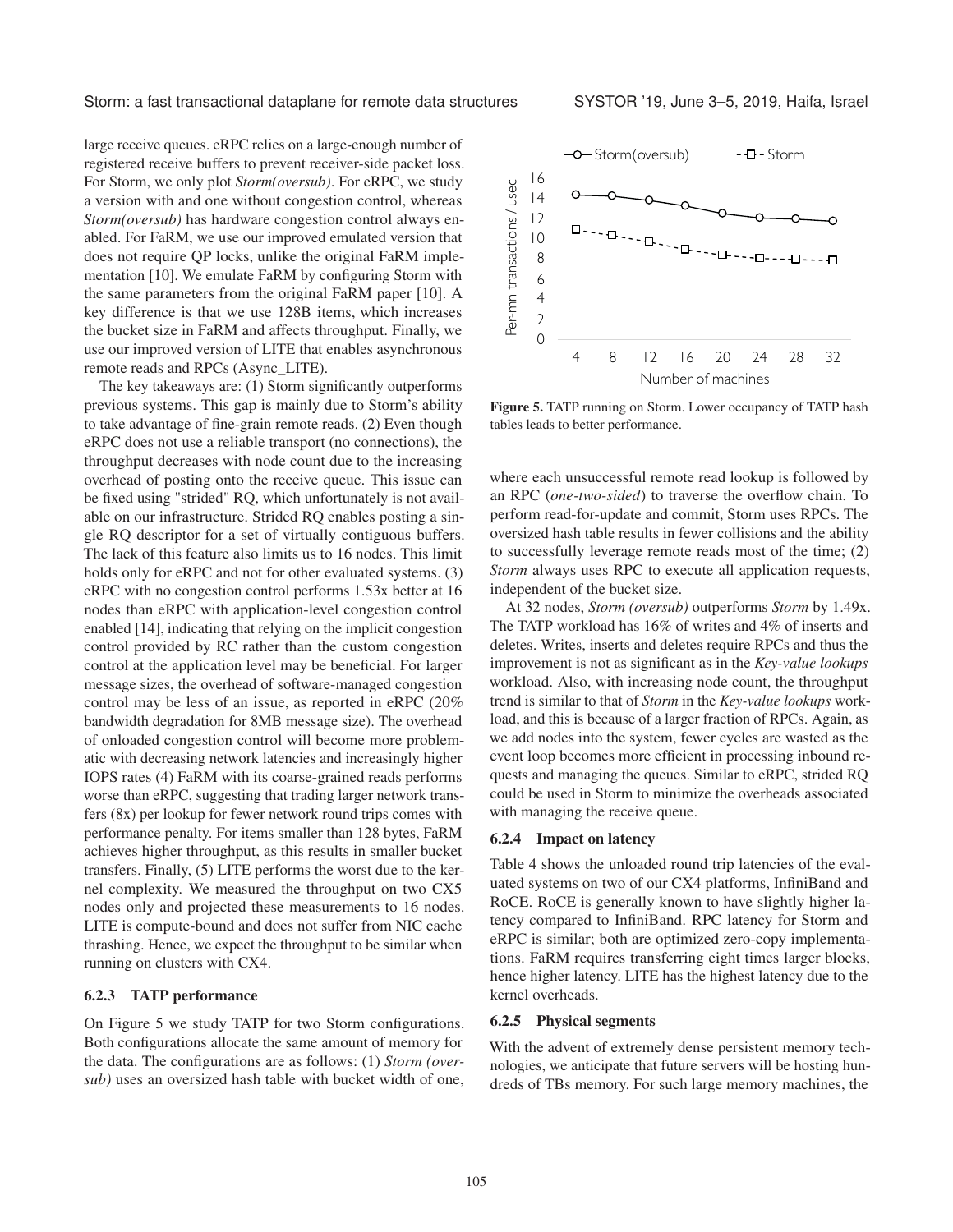large receive queues. eRPC relies on a large-enough number of registered receive buffers to prevent receiver-side packet loss. For Storm, we only plot *Storm(oversub)*. For eRPC, we study a version with and one without congestion control, whereas *Storm(oversub)* has hardware congestion control always enabled. For FaRM, we use our improved emulated version that does not require QP locks, unlike the original FaRM implementation [10]. We emulate FaRM by configuring Storm with the same parameters from the original FaRM paper [10]. A key difference is that we use 128B items, which increases the bucket size in FaRM and affects throughput. Finally, we use our improved version of LITE that enables asynchronous remote reads and RPCs (Async_LITE).

The key takeaways are: (1) Storm significantly outperforms previous systems. This gap is mainly due to Storm's ability to take advantage of fine-grain remote reads. (2) Even though eRPC does not use a reliable transport (no connections), the throughput decreases with node count due to the increasing overhead of posting onto the receive queue. This issue can be fixed using "strided" RQ, which unfortunately is not available on our infrastructure. Strided RQ enables posting a single RQ descriptor for a set of virtually contiguous buffers. The lack of this feature also limits us to 16 nodes. This limit holds only for eRPC and not for other evaluated systems. (3) eRPC with no congestion control performs 1.53x better at 16 nodes than eRPC with application-level congestion control enabled [14], indicating that relying on the implicit congestion control provided by RC rather than the custom congestion control at the application level may be beneficial. For larger message sizes, the overhead of software-managed congestion control may be less of an issue, as reported in eRPC (20% bandwidth degradation for 8MB message size). The overhead of onloaded congestion control will become more problematic with decreasing network latencies and increasingly higher IOPS rates (4) FaRM with its coarse-grained reads performs worse than eRPC, suggesting that trading larger network transfers (8x) per lookup for fewer network round trips comes with performance penalty. For items smaller than 128 bytes, FaRM achieves higher throughput, as this results in smaller bucket transfers. Finally, (5) LITE performs the worst due to the kernel complexity. We measured the throughput on two CX5 nodes only and projected these measurements to 16 nodes. LITE is compute-bound and does not suffer from NIC cache thrashing. Hence, we expect the throughput to be similar when running on clusters with CX4.

### 6.2.3 TATP performance

On Figure 5 we study TATP for two Storm configurations. Both configurations allocate the same amount of memory for the data. The configurations are as follows: (1) *Storm (oversub)* uses an oversized hash table with bucket width of one, where each unsuccessful remote read lookup is followed by an RPC (*one-two-sided*) to traverse the overflow chain. To perform read-for-update and commit, Storm uses RPCs. The oversized hash table results in fewer collisions and the ability to successfully leverage remote reads most of the time; (2) *Storm* always uses RPC to execute all application requests, independent of the bucket size.

**Figure 5.** TATP running on Storm. Lower occupancy of TATP hash tables leads to better performance.

At 32 nodes, *Storm (oversub)* outperforms *Storm* by 1.49x. The TATP workload has 16% of writes and 4% of inserts and deletes. Writes, inserts and deletes require RPCs and thus the improvement is not as significant as in the *Key-value lookups* workload. Also, with increasing node count, the throughput trend is similar to that of *Storm* in the *Key-value lookups* workload, and this is because of a larger fraction of RPCs. Again, as we add nodes into the system, fewer cycles are wasted as the event loop becomes more efficient in processing inbound requests and managing the queues. Similar to eRPC, strided RQ could be used in Storm to minimize the overheads associated with managing the receive queue.

### 6.2.4 Impact on latency

Table 4 shows the unloaded round trip latencies of the evaluated systems on two of our CX4 platforms, InfiniBand and RoCE. RoCE is generally known to have slightly higher latency compared to InfiniBand. RPC latency for Storm and eRPC is similar; both are optimized zero-copy implementations. FaRM requires transferring eight times larger blocks, hence higher latency. LITE has the highest latency due to the kernel overheads.

### 6.2.5 Physical segments

With the advent of extremely dense persistent memory technologies, we anticipate that future servers will be hosting hundreds of TBs memory. For such large memory machines, the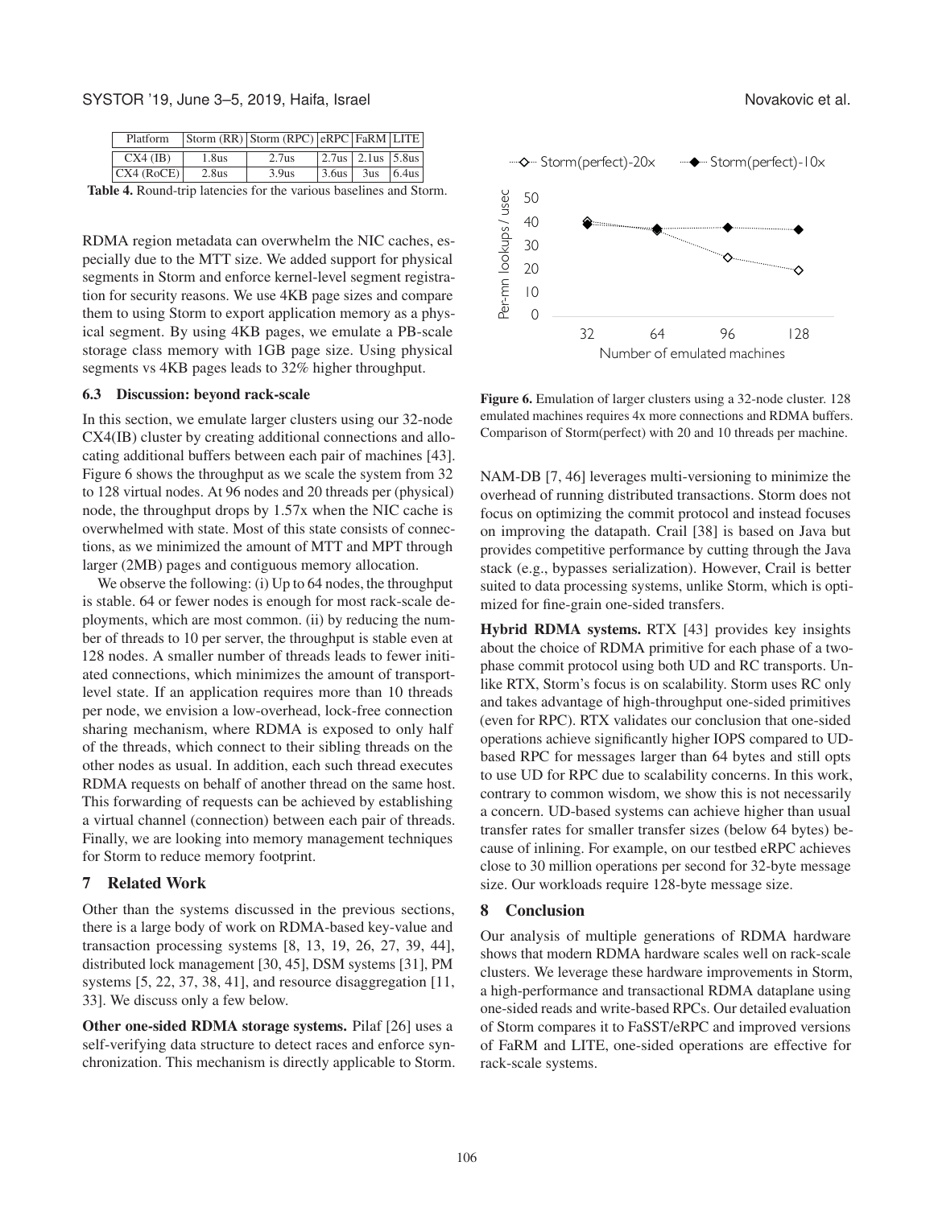| Platform | Storm (RR) | Storm (RPC) | eRPC | FaRM | LITE |
|---|---|---|---|---|---|
| CX4 (IB) | 1.8us | 2.7us | 2.7us | 2.1us | 5.8us |
| CX4 (RoCE) | 2.8us | 3.9us | 3.6us | 3us | 6.4us |

**Table 4.** Round-trip latencies for the various baselines and Storm.

RDMA region metadata can overwhelm the NIC caches, especially due to the MTT size. We added support for physical segments in Storm and enforce kernel-level segment registration for security reasons. We use 4KB page sizes and compare them to using Storm to export application memory as a physical segment. By using 4KB pages, we emulate a PB-scale storage class memory with 1GB page size. Using physical segments vs 4KB pages leads to 32% higher throughput.

### 6.3 Discussion: beyond rack-scale

In this section, we emulate larger clusters using our 32-node CX4(IB) cluster by creating additional connections and allocating additional buffers between each pair of machines [43]. Figure 6 shows the throughput as we scale the system from 32 to 128 virtual nodes. At 96 nodes and 20 threads per (physical) node, the throughput drops by 1.57x when the NIC cache is overwhelmed with state. Most of this state consists of connections, as we minimized the amount of MTT and MPT through larger (2MB) pages and contiguous memory allocation.

We observe the following: (i) Up to 64 nodes, the throughput is stable. 64 or fewer nodes is enough for most rack-scale deployments, which are most common. (ii) by reducing the number of threads to 10 per server, the throughput is stable even at 128 nodes. A smaller number of threads leads to fewer initiated connections, which minimizes the amount of transport-level state. If an application requires more than 10 threads per node, we envision a low-overhead, lock-free connection sharing mechanism, where RDMA is exposed to only half of the threads, which connect to their sibling threads on the other nodes as usual. In addition, each such thread executes RDMA requests on behalf of another thread on the same host. This forwarding of requests can be achieved by establishing a virtual channel (connection) between each pair of threads. Finally, we are looking into memory management techniques for Storm to reduce memory footprint.

**Figure 6.** Emulation of larger clusters using a 32-node cluster. 128 emulated machines requires 4x more connections and RDMA buffers. Comparison of Storm(perfect) with 20 and 10 threads per machine.

## 7 Related Work

Other than the systems discussed in the previous sections, there is a large body of work on RDMA-based key-value and transaction processing systems [8, 13, 19, 26, 27, 39, 44], distributed lock management [30, 45], DSM systems [31], PM systems [5, 22, 37, 38, 41], and resource disaggregation [11, 33]. We discuss only a few below.

**Other one-sided RDMA storage systems.** Pilaf [26] uses a self-verifying data structure to detect races and enforce synchronization. This mechanism is directly applicable to Storm. NAM-DB [7, 46] leverages multi-versioning to minimize the overhead of running distributed transactions. Storm does not focus on optimizing the commit protocol and instead focuses on improving the datapath. Crail [38] is based on Java but provides competitive performance by cutting through the Java stack (e.g., bypasses serialization). However, Crail is better suited to data processing systems, unlike Storm, which is optimized for fine-grain one-sided transfers.

**Hybrid RDMA systems.** RTX [43] provides key insights about the choice of RDMA primitive for each phase of a two-phase commit protocol using both UD and RC transports. Unlike RTX, Storm's focus is on scalability. Storm uses RC only and takes advantage of high-throughput one-sided primitives (even for RPC). RTX validates our conclusion that one-sided operations achieve significantly higher IOPS compared to UD-based RPC for messages larger than 64 bytes and still opts to use UD for RPC due to scalability concerns. In this work, contrary to common wisdom, we show this is not necessarily a concern. UD-based systems can achieve higher than usual transfer rates for smaller transfer sizes (below 64 bytes) because of inlining. For example, on our testbed eRPC achieves close to 30 million operations per second for 32-byte message size. Our workloads require 128-byte message size.

## 8 Conclusion

Our analysis of multiple generations of RDMA hardware shows that modern RDMA hardware scales well on rack-scale clusters. We leverage these hardware improvements in Storm, a high-performance and transactional RDMA dataplane using one-sided reads and write-based RPCs. Our detailed evaluation of Storm compares it to FaSST/eRPC and improved versions of FaRM and LITE, one-sided operations are effective for rack-scale systems.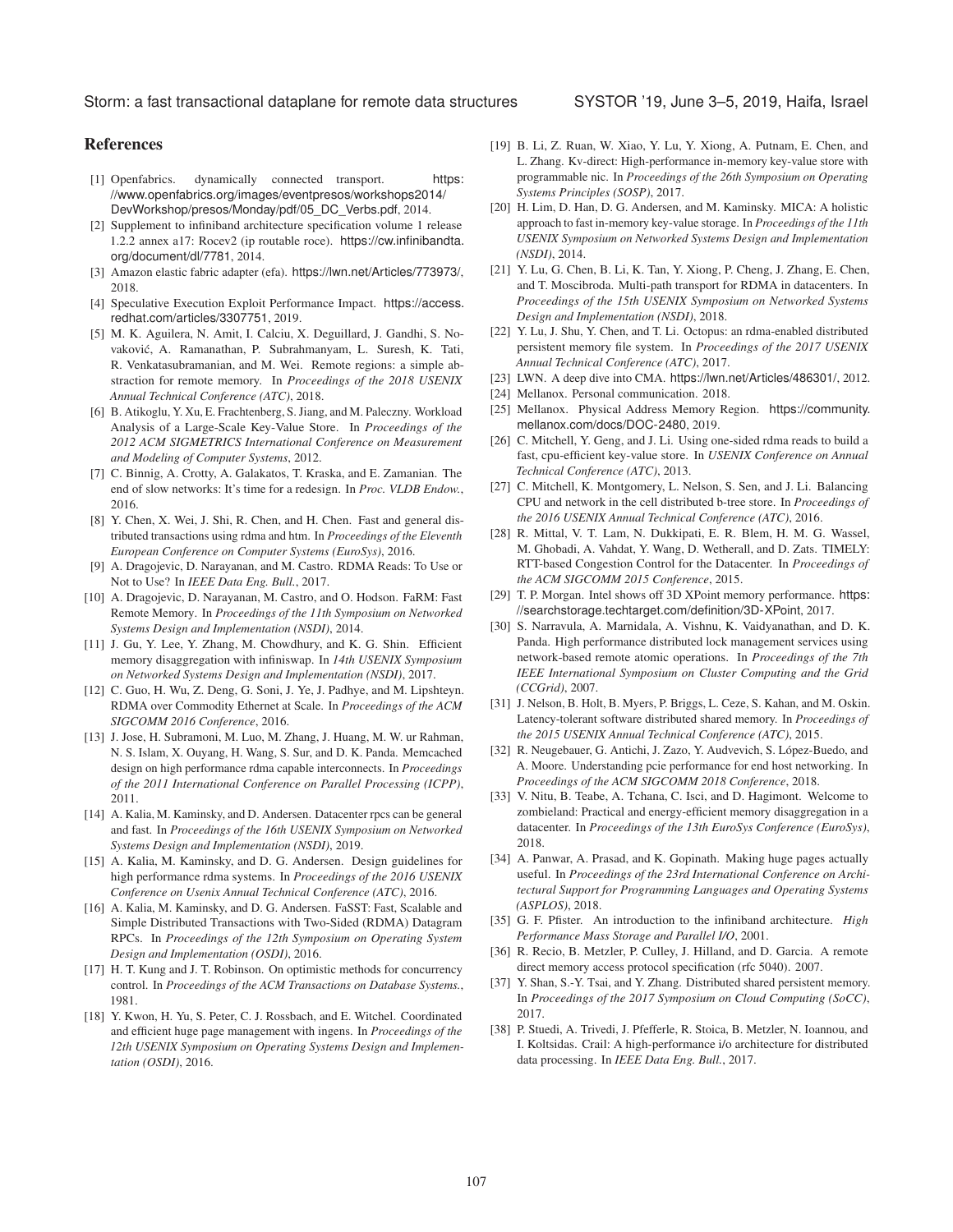## References

[1] Openfabrics. dynamically connected transport. https://www.openfabrics.org/images/eventpresos/workshops2014/DevWorkshop/presos/Monday/pdf/05_DC_Verbs.pdf, 2014.

[2] Supplement to infiniband architecture specification volume 1 release 1.2.2 annex a17: Rocev2 (ip routable roce). https://cw.infinibandta.org/document/dl/7781, 2014.

[3] Amazon elastic fabric adapter (efa). https://lwn.net/Articles/773973/, 2018.

[4] Speculative Execution Exploit Performance Impact. https://access.redhat.com/articles/3307751, 2019.

[5] M. K. Aguilera, N. Amit, I. Calciu, X. Deguillard, J. Gandhi, S. Novaković, A. Ramanathan, P. Subrahmanyam, L. Suresh, K. Tati, R. Venkatasubramanian, and M. Wei. Remote regions: a simple abstraction for remote memory. In *Proceedings of the 2018 USENIX Annual Technical Conference (ATC)*, 2018.

[6] B. Atikoglu, Y. Xu, E. Frachtenberg, S. Jiang, and M. Paleczny. Workload Analysis of a Large-Scale Key-Value Store. In *Proceedings of the 2012 ACM SIGMETRICS International Conference on Measurement and Modeling of Computer Systems*, 2012.

[7] C. Binnig, A. Crotty, A. Galakatos, T. Kraska, and E. Zamanian. The end of slow networks: It's time for a redesign. In *Proc. VLDB Endow.*, 2016.

[8] Y. Chen, X. Wei, J. Shi, R. Chen, and H. Chen. Fast and general distributed transactions using rdma and htm. In *Proceedings of the Eleventh European Conference on Computer Systems (EuroSys)*, 2016.

[9] A. Dragojevic, D. Narayanan, and M. Castro. RDMA Reads: To Use or Not to Use? In *IEEE Data Eng. Bull.*, 2017.

[10] A. Dragojevic, D. Narayanan, M. Castro, and O. Hodson. FaRM: Fast Remote Memory. In *Proceedings of the 11th Symposium on Networked Systems Design and Implementation (NSDI)*, 2014.

[11] J. Gu, Y. Lee, Y. Zhang, M. Chowdhury, and K. G. Shin. Efficient memory disaggregation with infiniswap. In *14th USENIX Symposium on Networked Systems Design and Implementation (NSDI)*, 2017.

[12] C. Guo, H. Wu, Z. Deng, G. Soni, J. Ye, J. Padhye, and M. Lipshteyn. RDMA over Commodity Ethernet at Scale. In *Proceedings of the ACM SIGCOMM 2016 Conference*, 2016.

[13] J. Jose, H. Subramoni, M. Luo, M. Zhang, J. Huang, M. W. ur Rahman, N. S. Islam, X. Ouyang, H. Wang, S. Sur, and D. K. Panda. Memcached design on high performance rdma capable interconnects. In *Proceedings of the 2011 International Conference on Parallel Processing (ICPP)*, 2011.

[14] A. Kalia, M. Kaminsky, and D. Andersen. Datacenter rpcs can be general and fast. In *Proceedings of the 16th USENIX Symposium on Networked Systems Design and Implementation (NSDI)*, 2019.

[15] A. Kalia, M. Kaminsky, and D. G. Andersen. Design guidelines for high performance rdma systems. In *Proceedings of the 2016 USENIX Conference on Usenix Annual Technical Conference (ATC)*, 2016.

[16] A. Kalia, M. Kaminsky, and D. G. Andersen. FaSST: Fast, Scalable and Simple Distributed Transactions with Two-Sided (RDMA) Datagram RPCs. In *Proceedings of the 12th Symposium on Operating System Design and Implementation (OSDI)*, 2016.

[17] H. T. Kung and J. T. Robinson. On optimistic methods for concurrency control. In *Proceedings of the ACM Transactions on Database Systems.*, 1981.

[18] Y. Kwon, H. Yu, S. Peter, C. J. Rossbach, and E. Witchel. Coordinated and efficient huge page management with ingens. In *Proceedings of the 12th USENIX Symposium on Operating Systems Design and Implementation (OSDI)*, 2016.

[19] B. Li, Z. Ruan, W. Xiao, Y. Lu, Y. Xiong, A. Putnam, E. Chen, and L. Zhang. Kv-direct: High-performance in-memory key-value store with programmable nic. In *Proceedings of the 26th Symposium on Operating Systems Principles (SOSP)*, 2017.

[20] H. Lim, D. Han, D. G. Andersen, and M. Kaminsky. MICA: A holistic approach to fast in-memory key-value storage. In *Proceedings of the 11th USENIX Symposium on Networked Systems Design and Implementation (NSDI)*, 2014.

[21] Y. Lu, G. Chen, B. Li, K. Tan, Y. Xiong, P. Cheng, J. Zhang, E. Chen, and T. Moscibroda. Multi-path transport for RDMA in datacenters. In *Proceedings of the 15th USENIX Symposium on Networked Systems Design and Implementation (NSDI)*, 2018.

[22] Y. Lu, J. Shu, Y. Chen, and T. Li. Octopus: an rdma-enabled distributed persistent memory file system. In *Proceedings of the 2017 USENIX Annual Technical Conference (ATC)*, 2017.

[23] LWN. A deep dive into CMA. https://lwn.net/Articles/486301/, 2012.

[24] Mellanox. Personal communication. 2018.

[25] Mellanox. Physical Address Memory Region. https://community.mellanox.com/docs/DOC-2480, 2019.

[26] C. Mitchell, Y. Geng, and J. Li. Using one-sided rdma reads to build a fast, cpu-efficient key-value store. In *USENIX Conference on Annual Technical Conference (ATC)*, 2013.

[27] C. Mitchell, K. Montgomery, L. Nelson, S. Sen, and J. Li. Balancing CPU and network in the cell distributed b-tree store. In *Proceedings of the 2016 USENIX Annual Technical Conference (ATC)*, 2016.

[28] R. Mittal, V. T. Lam, N. Dukkipati, E. R. Blem, H. M. G. Wassel, M. Ghobadi, A. Vahdat, Y. Wang, D. Wetherall, and D. Zats. TIMELY: RTT-based Congestion Control for the Datacenter. In *Proceedings of the ACM SIGCOMM 2015 Conference*, 2015.

[29] T. P. Morgan. Intel shows off 3D XPoint memory performance. https://searchstorage.techtarget.com/definition/3D-XPoint, 2017.

[30] S. Narravula, A. Marnidala, A. Vishnu, K. Vaidyanathan, and D. K. Panda. High performance distributed lock management services using network-based remote atomic operations. In *Proceedings of the 7th IEEE International Symposium on Cluster Computing and the Grid (CCGrid)*, 2007.

[31] J. Nelson, B. Holt, B. Myers, P. Briggs, L. Ceze, S. Kahan, and M. Oskin. Latency-tolerant software distributed shared memory. In *Proceedings of the 2015 USENIX Annual Technical Conference (ATC)*, 2015.

[32] R. Neugebauer, G. Antichi, J. Zazo, Y. Audvevich, S. López-Buedo, and A. Moore. Understanding pcie performance for end host networking. In *Proceedings of the ACM SIGCOMM 2018 Conference*, 2018.

[33] V. Nitu, B. Teabe, A. Tchana, C. Isci, and D. Hagimont. Welcome to zombieland: Practical and energy-efficient memory disaggregation in a datacenter. In *Proceedings of the 13th EuroSys Conference (EuroSys)*, 2018.

[34] A. Panwar, A. Prasad, and K. Gopinath. Making huge pages actually useful. In *Proceedings of the 23rd International Conference on Architectural Support for Programming Languages and Operating Systems (ASPLOS)*, 2018.

[35] G. F. Pfister. An introduction to the infiniband architecture. *High Performance Mass Storage and Parallel I/O*, 2001.

[36] R. Recio, B. Metzler, P. Culley, J. Hilland, and D. Garcia. A remote direct memory access protocol specification (rfc 5040). 2007.

[37] Y. Shan, S.-Y. Tsai, and Y. Zhang. Distributed shared persistent memory. In *Proceedings of the 2017 Symposium on Cloud Computing (SoCC)*, 2017.

[38] P. Stuedi, A. Trivedi, J. Pfefferle, R. Stoica, B. Metzler, N. Ioannou, and I. Koltsidas. Crail: A high-performance i/o architecture for distributed data processing. In *IEEE Data Eng. Bull.*, 2017.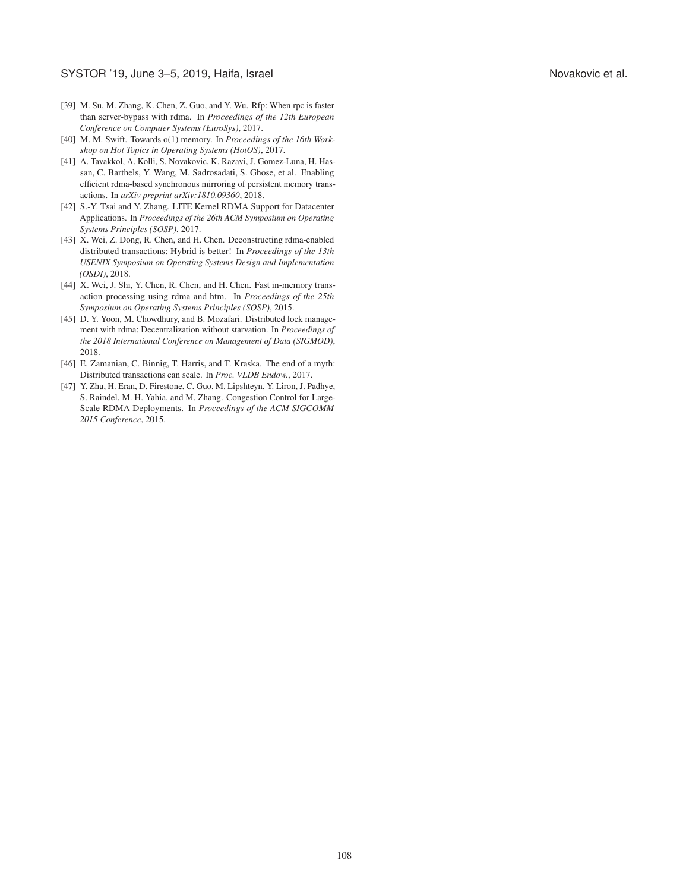[39] M. Su, M. Zhang, K. Chen, Z. Guo, and Y. Wu. Rfp: When rpc is faster than server-bypass with rdma. In *Proceedings of the 12th European Conference on Computer Systems (EuroSys)*, 2017.

[40] M. M. Swift. Towards o(1) memory. In *Proceedings of the 16th Workshop on Hot Topics in Operating Systems (HotOS)*, 2017.

[41] A. Tavakkol, A. Kolli, S. Novakovic, K. Razavi, J. Gomez-Luna, H. Hassan, C. Barthels, Y. Wang, M. Sadrosadati, S. Ghose, et al. Enabling efficient rdma-based synchronous mirroring of persistent memory transactions. In *arXiv preprint arXiv:1810.09360*, 2018.

[42] S.-Y. Tsai and Y. Zhang. LITE Kernel RDMA Support for Datacenter Applications. In *Proceedings of the 26th ACM Symposium on Operating Systems Principles (SOSP)*, 2017.

[43] X. Wei, Z. Dong, R. Chen, and H. Chen. Deconstructing rdma-enabled distributed transactions: Hybrid is better! In *Proceedings of the 13th USENIX Symposium on Operating Systems Design and Implementation (OSDI)*, 2018.

[44] X. Wei, J. Shi, Y. Chen, R. Chen, and H. Chen. Fast in-memory transaction processing using rdma and htm. In *Proceedings of the 25th Symposium on Operating Systems Principles (SOSP)*, 2015.

[45] D. Y. Yoon, M. Chowdhury, and B. Mozafari. Distributed lock management with rdma: Decentralization without starvation. In *Proceedings of the 2018 International Conference on Management of Data (SIGMOD)*, 2018.

[46] E. Zamanian, C. Binnig, T. Harris, and T. Kraska. The end of a myth: Distributed transactions can scale. In *Proc. VLDB Endow.*, 2017.

[47] Y. Zhu, H. Eran, D. Firestone, C. Guo, M. Lipshteyn, Y. Liron, J. Padhye, S. Raindel, M. H. Yahia, and M. Zhang. Congestion Control for Large-Scale RDMA Deployments. In *Proceedings of the ACM SIGCOMM 2015 Conference*, 2015.